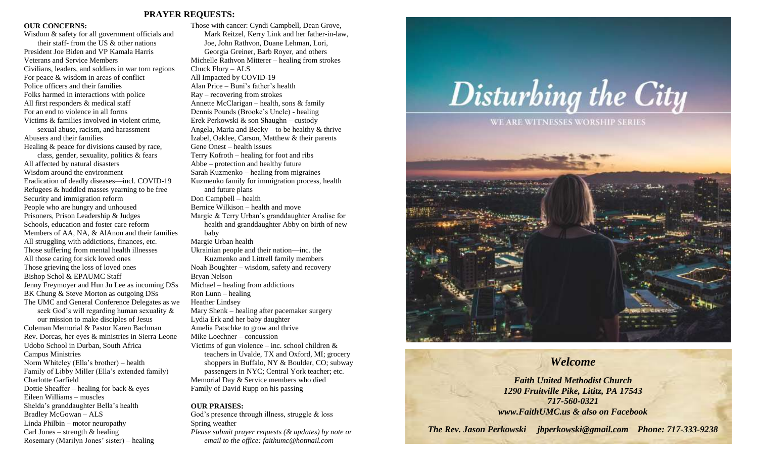## PRAYER REQUESTS:

**OUR CONCERNS:**

Wisdom & safety for all government officials and their staff- from the US & other nations
President Joe Biden and VP Kamala Harris
Veterans and Service Members
Civilians, leaders, and soldiers in war torn regions
For peace & wisdom in areas of conflict
Police officers and their families
Folks harmed in interactions with police
All first responders & medical staff
For an end to violence in all forms
Victims & families involved in violent crime, sexual abuse, racism, and harassment
Abusers and their families
Healing & peace for divisions caused by race, class, gender, sexuality, politics & fears
All affected by natural disasters
Wisdom around the environment
Eradication of deadly diseases—incl. COVID-19
Refugees & huddled masses yearning to be free
Security and immigration reform
People who are hungry and unhoused
Prisoners, Prison Leadership & Judges
Schools, education and foster care reform
Members of AA, NA, & AlAnon and their families
All struggling with addictions, finances, etc.
Those suffering from mental health illnesses
All those caring for sick loved ones
Those grieving the loss of loved ones
Bishop Schol & EPAUMC Staff
Jenny Freymoyer and Hun Ju Lee as incoming DSs
BK Chung & Steve Morton as outgoing DSs
The UMC and General Conference Delegates as we seek God's will regarding human sexuality & our mission to make disciples of Jesus
Coleman Memorial & Pastor Karen Bachman
Rev. Dorcas, her eyes & ministries in Sierra Leone
Udobo School in Durban, South Africa
Campus Ministries
Norm Whiteley (Ella's brother) – health
Family of Libby Miller (Ella's extended family)
Charlotte Garfield
Dottie Sheaffer – healing for back & eyes
Eileen Williams – muscles
Shelda's granddaughter Bella's health
Bradley McGowan – ALS
Linda Philbin – motor neuropathy
Carl Jones – strength & healing
Rosemary (Marilyn Jones' sister) – healing
Those with cancer: Cyndi Campbell, Dean Grove, Mark Reitzel, Kerry Link and her father-in-law, Joe, John Rathvon, Duane Lehman, Lori, Georgia Greiner, Barb Royer, and others
Michelle Rathvon Mitterer – healing from strokes
Chuck Flory – ALS
All Impacted by COVID-19
Alan Price – Buni's father's health
Ray – recovering from strokes
Annette McClarigan – health, sons & family
Dennis Pounds (Brooke's Uncle) - healing
Erek Perkowski & son Shaughn – custody
Angela, Maria and Becky – to be healthy & thrive
Izabel, Oaklee, Carson, Matthew & their parents
Gene Onest – health issues
Terry Kofroth – healing for foot and ribs
Abbe – protection and healthy future
Sarah Kuzmenko – healing from migraines
Kuzmenko family for immigration process, health and future plans
Don Campbell – health
Bernice Wilkison – health and move
Margie & Terry Urban's granddaughter Analise for health and granddaughter Abby on birth of new baby
Margie Urban health
Ukrainian people and their nation—inc. the Kuzmenko and Littrell family members
Noah Boughter – wisdom, safety and recovery
Bryan Nelson
Michael – healing from addictions
Ron Lunn – healing
Heather Lindsey
Mary Shenk – healing after pacemaker surgery
Lydia Erk and her baby daughter
Amelia Patschke to grow and thrive
Mike Loechner – concussion
Victims of gun violence – inc. school children & teachers in Uvalde, TX and Oxford, MI; grocery shoppers in Buffalo, NY & Boulder, CO; subway passengers in NYC; Central York teacher; etc.
Memorial Day & Service members who died
Family of David Rupp on his passing

**OUR PRAISES:**

God's presence through illness, struggle & loss
Spring weather
*Please submit prayer requests (& updates) by note or email to the office: faithumc@hotmail.com*

# Disturbing the City

WE ARE WITNESSES WORSHIP SERIES

## *Welcome*

***Faith United Methodist Church***
***1290 Fruitville Pike, Lititz, PA 17543***
***717-560-0321***
***www.FaithUMC.us & also on Facebook***

***The Rev. Jason Perkowski jbperkowski@gmail.com Phone: 717-333-9238***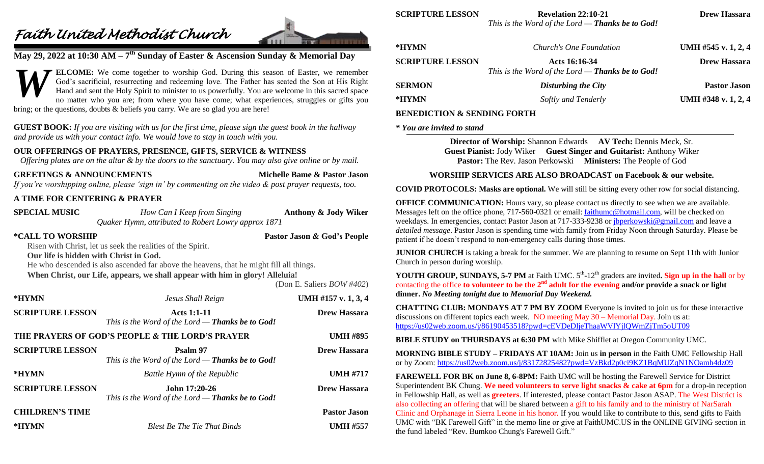# Faith United Methodist Church

## May 29, 2022 at 10:30 AM – 7th Sunday of Easter & Ascension Sunday & Memorial Day

**WELCOME:** We come together to worship God. During this season of Easter, we remember God's sacrificial, resurrecting and redeeming love. The Father has seated the Son at His Right Hand and sent the Holy Spirit to minister to us powerfully. You are welcome in this sacred space no matter who you are; from where you have come; what experiences, struggles or gifts you bring; or the questions, doubts & beliefs you carry. We are so glad you are here!

**GUEST BOOK:** *If you are visiting with us for the first time, please sign the guest book in the hallway and provide us with your contact info. We would love to stay in touch with you.*

**OUR OFFERINGS OF PRAYERS, PRESENCE, GIFTS, SERVICE & WITNESS**
*Offering plates are on the altar & by the doors to the sanctuary. You may also give online or by mail.*

**GREETINGS & ANNOUNCEMENTS** — **Michelle Bame & Pastor Jason**
*If you're worshipping online, please 'sign in' by commenting on the video & post prayer requests, too.*

**A TIME FOR CENTERING & PRAYER**

**SPECIAL MUSIC** — *How Can I Keep from Singing* — **Anthony & Jody Wiker**
*Quaker Hymn, attributed to Robert Lowry approx 1871*

**\*CALL TO WORSHIP** — **Pastor Jason & God's People**

Risen with Christ, let us seek the realities of the Spirit.
**Our life is hidden with Christ in God.**
He who descended is also ascended far above the heavens, that he might fill all things.
**When Christ, our Life, appears, we shall appear with him in glory! Alleluia!**
(Don E. Saliers *BOW #402*)

**\*HYMN** — *Jesus Shall Reign* — **UMH #157 v. 1, 3, 4**

**SCRIPTURE LESSON** — **Acts 1:1-11** — **Drew Hassara**
*This is the Word of the Lord — **Thanks be to God!***

**THE PRAYERS OF GOD'S PEOPLE & THE LORD'S PRAYER** — **UMH #895**

**SCRIPTURE LESSON** — **Psalm 97** — **Drew Hassara**
*This is the Word of the Lord — **Thanks be to God!***

**\*HYMN** — *Battle Hymn of the Republic* — **UMH #717**

**SCRIPTURE LESSON** — **John 17:20-26** — **Drew Hassara**
*This is the Word of the Lord — **Thanks be to God!***

**CHILDREN'S TIME** — **Pastor Jason**

**\*HYMN** — *Blest Be The Tie That Binds* — **UMH #557**

**SCRIPTURE LESSON** — **Revelation 22:10-21** — **Drew Hassara**
*This is the Word of the Lord — **Thanks be to God!***

**\*HYMN** — *Church's One Foundation* — **UMH #545 v. 1, 2, 4**

**SCRIPTURE LESSON** — **Acts 16:16-34** — **Drew Hassara**
*This is the Word of the Lord — **Thanks be to God!***

**SERMON** — ***Disturbing the City*** — **Pastor Jason**

**\*HYMN** — *Softly and Tenderly* — **UMH #348 v. 1, 2, 4**

**BENEDICTION & SENDING FORTH**

***\* You are invited to stand***

**Director of Worship:** Shannon Edwards **AV Tech:** Dennis Meck, Sr.
**Guest Pianist:** Jody Wiker **Guest Singer and Guitarist:** Anthony Wiker
**Pastor:** The Rev. Jason Perkowski **Ministers:** The People of God

**WORSHIP SERVICES ARE ALSO BROADCAST on Facebook & our website.**

**COVID PROTOCOLS: Masks are optional.** We will still be sitting every other row for social distancing.

**OFFICE COMMUNICATION:** Hours vary, so please contact us directly to see when we are available. Messages left on the office phone, 717-560-0321 or email: faithumc@hotmail.com, will be checked on weekdays. In emergencies, contact Pastor Jason at 717-333-9238 or jbperkowski@gmail.com and leave a *detailed message*. Pastor Jason is spending time with family from Friday Noon through Saturday. Please be patient if he doesn't respond to non-emergency calls during those times.

**JUNIOR CHURCH** is taking a break for the summer. We are planning to resume on Sept 11th with Junior Church in person during worship.

**YOUTH GROUP, SUNDAYS, 5-7 PM** at Faith UMC. 5th-12th graders are invited**. Sign up in the hall** or by contacting the office **to volunteer to be the 2nd adult for the evening and/or provide a snack or light dinner.** *No Meeting tonight due to Memorial Day Weekend.*

**CHATTING CLUB: MONDAYS AT 7 PM BY ZOOM** Everyone is invited to join us for these interactive discussions on different topics each week. NO meeting May 30 – Memorial Day. Join us at: https://us02web.zoom.us/j/86190453518?pwd=cEVDeDljeThaaWVlYjlQWmZjTm5oUT09

**BIBLE STUDY on THURSDAYS at 6:30 PM** with Mike Shifflet at Oregon Community UMC.

**MORNING BIBLE STUDY – FRIDAYS AT 10AM:** Join us **in person** in the Faith UMC Fellowship Hall or by Zoom: https://us02web.zoom.us/j/83172825482?pwd=VzBkd2p0ci9KZ1BqMUZqN1NOamh4dz09

**FAREWELL FOR BK on June 8, 6-8PM:** Faith UMC will be hosting the Farewell Service for District Superintendent BK Chung. **We need volunteers to serve light snacks & cake at 6pm** for a drop-in reception in Fellowship Hall, as well as **greeters**. If interested, please contact Pastor Jason ASAP. The West District is also collecting an offering that will be shared between a gift to his family and to the ministry of NarSarah Clinic and Orphanage in Sierra Leone in his honor. If you would like to contribute to this, send gifts to Faith UMC with "BK Farewell Gift" in the memo line or give at FaithUMC.US in the ONLINE GIVING section in the fund labeled "Rev. Bumkoo Chung's Farewell Gift."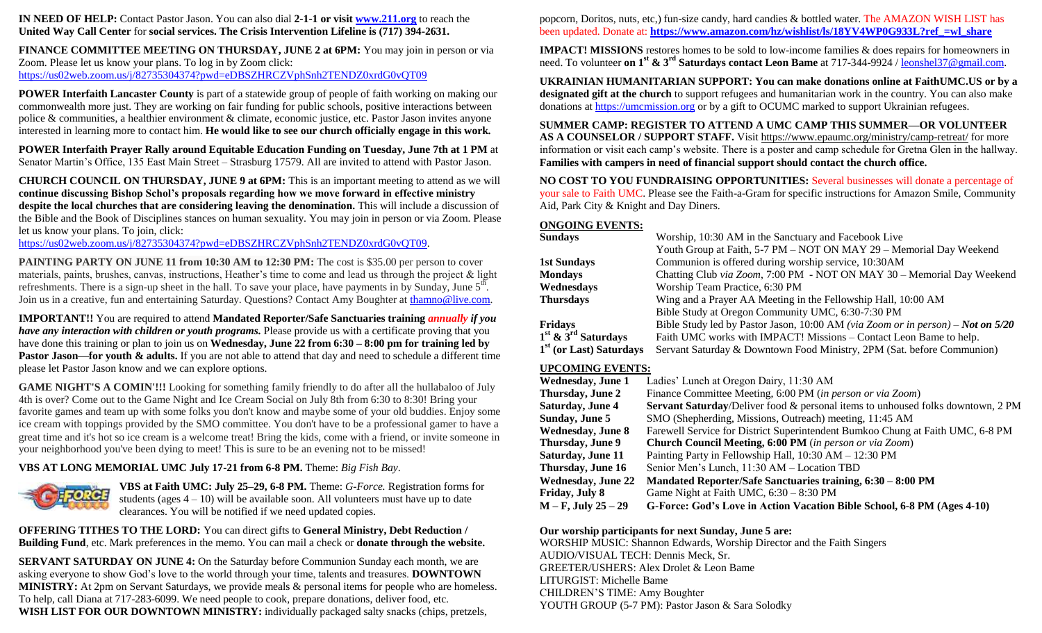**IN NEED OF HELP:** Contact Pastor Jason. You can also dial **2-1-1 or visit www.211.org** to reach the **United Way Call Center** for **social services. The Crisis Intervention Lifeline is (717) 394-2631.**

**FINANCE COMMITTEE MEETING ON THURSDAY, JUNE 2 at 6PM:** You may join in person or via Zoom. Please let us know your plans. To log in by Zoom click: https://us02web.zoom.us/j/82735304374?pwd=eDBSZHRCZVphSnh2TENDZ0xrdG0vQT09

**POWER Interfaith Lancaster County** is part of a statewide group of people of faith working on making our commonwealth more just. They are working on fair funding for public schools, positive interactions between police & communities, a healthier environment & climate, economic justice, etc. Pastor Jason invites anyone interested in learning more to contact him. **He would like to see our church officially engage in this work.**

**POWER Interfaith Prayer Rally around Equitable Education Funding on Tuesday, June 7th at 1 PM** at Senator Martin's Office, 135 East Main Street – Strasburg 17579. All are invited to attend with Pastor Jason.

**CHURCH COUNCIL ON THURSDAY, JUNE 9 at 6PM:** This is an important meeting to attend as we will **continue discussing Bishop Schol's proposals regarding how we move forward in effective ministry despite the local churches that are considering leaving the denomination.** This will include a discussion of the Bible and the Book of Disciplines stances on human sexuality. You may join in person or via Zoom. Please let us know your plans. To join, click: https://us02web.zoom.us/j/82735304374?pwd=eDBSZHRCZVphSnh2TENDZ0xrdG0vQT09.

**PAINTING PARTY ON JUNE 11 from 10:30 AM to 12:30 PM:** The cost is $35.00 per person to cover materials, paints, brushes, canvas, instructions, Heather's time to come and lead us through the project & light refreshments. There is a sign-up sheet in the hall. To save your place, have payments in by Sunday, June 5th. Join us in a creative, fun and entertaining Saturday. Questions? Contact Amy Boughter at thamno@live.com.

**IMPORTANT!!** You are required to attend **Mandated Reporter/Safe Sanctuaries training** ***annually if you have any interaction with children or youth programs.*** Please provide us with a certificate proving that you have done this training or plan to join us on **Wednesday, June 22 from 6:30 – 8:00 pm for training led by Pastor Jason—for youth & adults.** If you are not able to attend that day and need to schedule a different time please let Pastor Jason know and we can explore options.

**GAME NIGHT'S A COMIN'!!!** Looking for something family friendly to do after all the hullabaloo of July 4th is over? Come out to the Game Night and Ice Cream Social on July 8th from 6:30 to 8:30! Bring your favorite games and team up with some folks you don't know and maybe some of your old buddies. Enjoy some ice cream with toppings provided by the SMO committee. You don't have to be a professional gamer to have a great time and it's hot so ice cream is a welcome treat! Bring the kids, come with a friend, or invite someone in your neighborhood you've been dying to meet! This is sure to be an evening not to be missed!

**VBS AT LONG MEMORIAL UMC July 17-21 from 6-8 PM.** Theme: *Big Fish Bay*.

**VBS at Faith UMC: July 25–29, 6-8 PM.** Theme: *G-Force.* Registration forms for students (ages 4 – 10) will be available soon. All volunteers must have up to date clearances. You will be notified if we need updated copies.

**OFFERING TITHES TO THE LORD:** You can direct gifts to **General Ministry, Debt Reduction / Building Fund**, etc. Mark preferences in the memo. You can mail a check or **donate through the website.**

**SERVANT SATURDAY ON JUNE 4:** On the Saturday before Communion Sunday each month, we are asking everyone to show God's love to the world through your time, talents and treasures. **DOWNTOWN MINISTRY:** At 2pm on Servant Saturdays, we provide meals & personal items for people who are homeless. To help, call Diana at 717-283-6099. We need people to cook, prepare donations, deliver food, etc.
**WISH LIST FOR OUR DOWNTOWN MINISTRY:** individually packaged salty snacks (chips, pretzels, popcorn, Doritos, nuts, etc,) fun-size candy, hard candies & bottled water. The AMAZON WISH LIST has been updated. Donate at: **https://www.amazon.com/hz/wishlist/ls/18YV4WP0G933L?ref_=wl_share**

**IMPACT! MISSIONS** restores homes to be sold to low-income families & does repairs for homeowners in need. To volunteer **on 1st & 3rd Saturdays contact Leon Bame** at 717-344-9924 / leonshel37@gmail.com.

**UKRAINIAN HUMANITARIAN SUPPORT: You can make donations online at FaithUMC.US or by a designated gift at the church** to support refugees and humanitarian work in the country. You can also make donations at https://umcmission.org or by a gift to OCUMC marked to support Ukrainian refugees.

**SUMMER CAMP: REGISTER TO ATTEND A UMC CAMP THIS SUMMER—OR VOLUNTEER AS A COUNSELOR / SUPPORT STAFF.** Visit https://www.epaumc.org/ministry/camp-retreat/ for more information or visit each camp's website. There is a poster and camp schedule for Gretna Glen in the hallway. **Families with campers in need of financial support should contact the church office.**

**NO COST TO YOU FUNDRAISING OPPORTUNITIES:** Several businesses will donate a percentage of your sale to Faith UMC. Please see the Faith-a-Gram for specific instructions for Amazon Smile, Community Aid, Park City & Knight and Day Diners.

**ONGOING EVENTS:**

| | |
|---|---|
| **Sundays** | Worship, 10:30 AM in the Sanctuary and Facebook Live |
| | Youth Group at Faith, 5-7 PM – NOT ON MAY 29 – Memorial Day Weekend |
| **1st Sundays** | Communion is offered during worship service, 10:30AM |
| **Mondays** | Chatting Club *via Zoom*, 7:00 PM - NOT ON MAY 30 – Memorial Day Weekend |
| **Wednesdays** | Worship Team Practice, 6:30 PM |
| **Thursdays** | Wing and a Prayer AA Meeting in the Fellowship Hall, 10:00 AM |
| | Bible Study at Oregon Community UMC, 6:30-7:30 PM |
| **Fridays** | Bible Study led by Pastor Jason, 10:00 AM *(via Zoom or in person)* – ***Not on 5/20*** |
| **1st & 3rd Saturdays** | Faith UMC works with IMPACT! Missions – Contact Leon Bame to help. |
| **1st (or Last) Saturdays** | Servant Saturday & Downtown Food Ministry, 2PM (Sat. before Communion) |

**UPCOMING EVENTS:**

| | |
|---|---|
| **Wednesday, June 1** | Ladies' Lunch at Oregon Dairy, 11:30 AM |
| **Thursday, June 2** | Finance Committee Meeting, 6:00 PM (*in person or via Zoom*) |
| **Saturday, June 4** | **Servant Saturday**/Deliver food & personal items to unhoused folks downtown, 2 PM |
| **Sunday, June 5** | SMO (Shepherding, Missions, Outreach) meeting, 11:45 AM |
| **Wednesday, June 8** | Farewell Service for District Superintendent Bumkoo Chung at Faith UMC, 6-8 PM |
| **Thursday, June 9** | **Church Council Meeting, 6:00 PM** (*in person or via Zoom*) |
| **Saturday, June 11** | Painting Party in Fellowship Hall, 10:30 AM – 12:30 PM |
| **Thursday, June 16** | Senior Men's Lunch, 11:30 AM – Location TBD |
| **Wednesday, June 22** | **Mandated Reporter/Safe Sanctuaries training, 6:30 – 8:00 PM** |
| **Friday, July 8** | Game Night at Faith UMC, 6:30 – 8:30 PM |
| **M – F, July 25 – 29** | **G-Force: God's Love in Action Vacation Bible School, 6-8 PM (Ages 4-10)** |

**Our worship participants for next Sunday, June 5 are:**
WORSHIP MUSIC: Shannon Edwards, Worship Director and the Faith Singers
AUDIO/VISUAL TECH: Dennis Meck, Sr.
GREETER/USHERS: Alex Drolet & Leon Bame
LITURGIST: Michelle Bame
CHILDREN'S TIME: Amy Boughter
YOUTH GROUP (5-7 PM): Pastor Jason & Sara Solodky